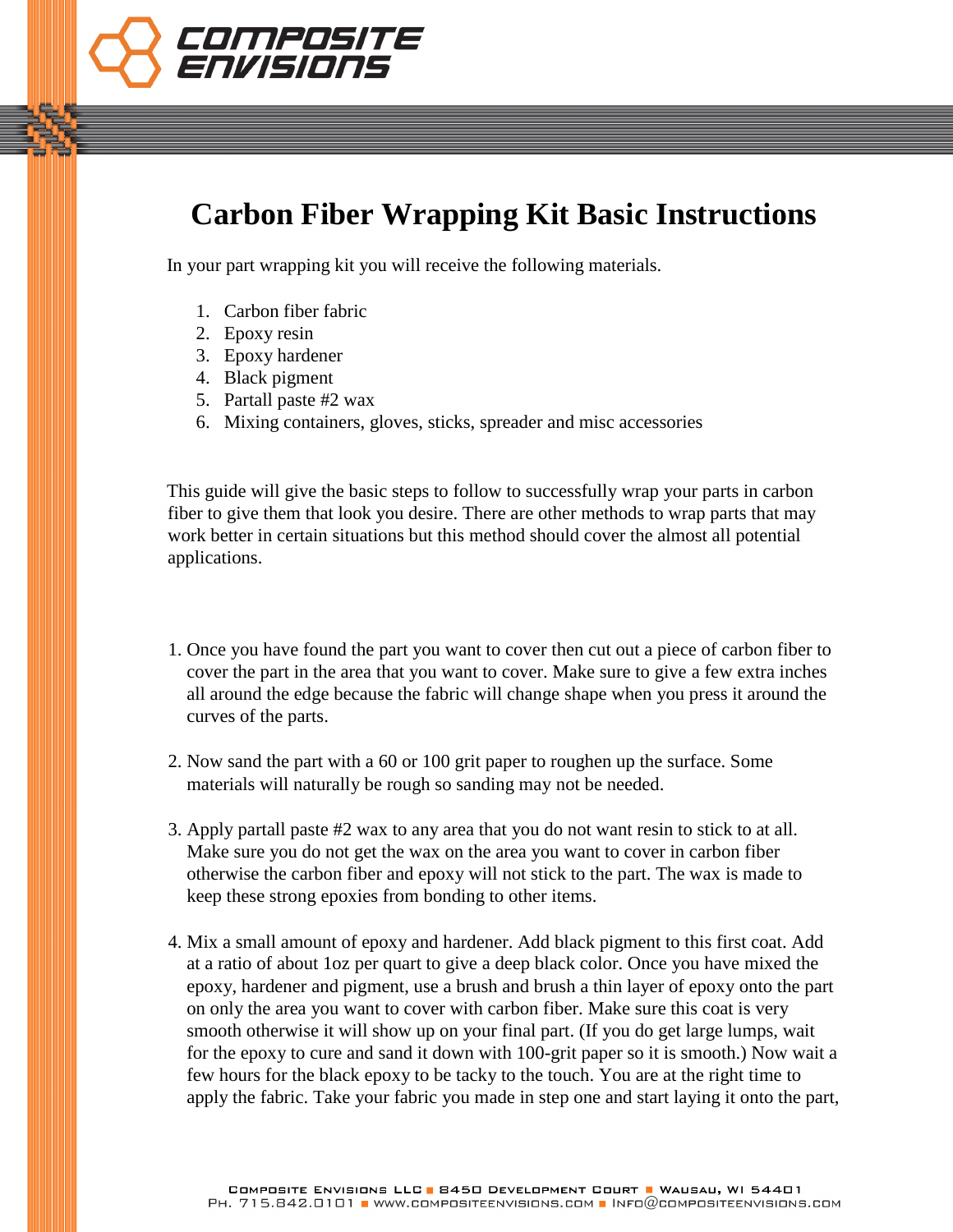# Carbon Fiber Wrapping Kit Basic Instructions

In your part wrapping kit you will receive the following materials.

1. Carbon fiber fabric
2. Epoxy resin
3. Epoxy hardener
4. Black pigment
5. Partall paste #2 wax
6. Mixing containers, gloves, sticks, spreader and misc accessories

This guide will give the basic steps to follow to successfully wrap your parts in carbon fiber to give them that look you desire. There are other methods to wrap parts that may work better in certain situations but this method should cover the almost all potential applications.

1. Once you have found the part you want to cover then cut out a piece of carbon fiber to cover the part in the area that you want to cover. Make sure to give a few extra inches all around the edge because the fabric will change shape when you press it around the curves of the parts.

2. Now sand the part with a 60 or 100 grit paper to roughen up the surface. Some materials will naturally be rough so sanding may not be needed.

3. Apply partall paste #2 wax to any area that you do not want resin to stick to at all. Make sure you do not get the wax on the area you want to cover in carbon fiber otherwise the carbon fiber and epoxy will not stick to the part. The wax is made to keep these strong epoxies from bonding to other items.

4. Mix a small amount of epoxy and hardener. Add black pigment to this first coat. Add at a ratio of about 1oz per quart to give a deep black color. Once you have mixed the epoxy, hardener and pigment, use a brush and brush a thin layer of epoxy onto the part on only the area you want to cover with carbon fiber. Make sure this coat is very smooth otherwise it will show up on your final part. (If you do get large lumps, wait for the epoxy to cure and sand it down with 100-grit paper so it is smooth.) Now wait a few hours for the black epoxy to be tacky to the touch. You are at the right time to apply the fabric. Take your fabric you made in step one and start laying it onto the part,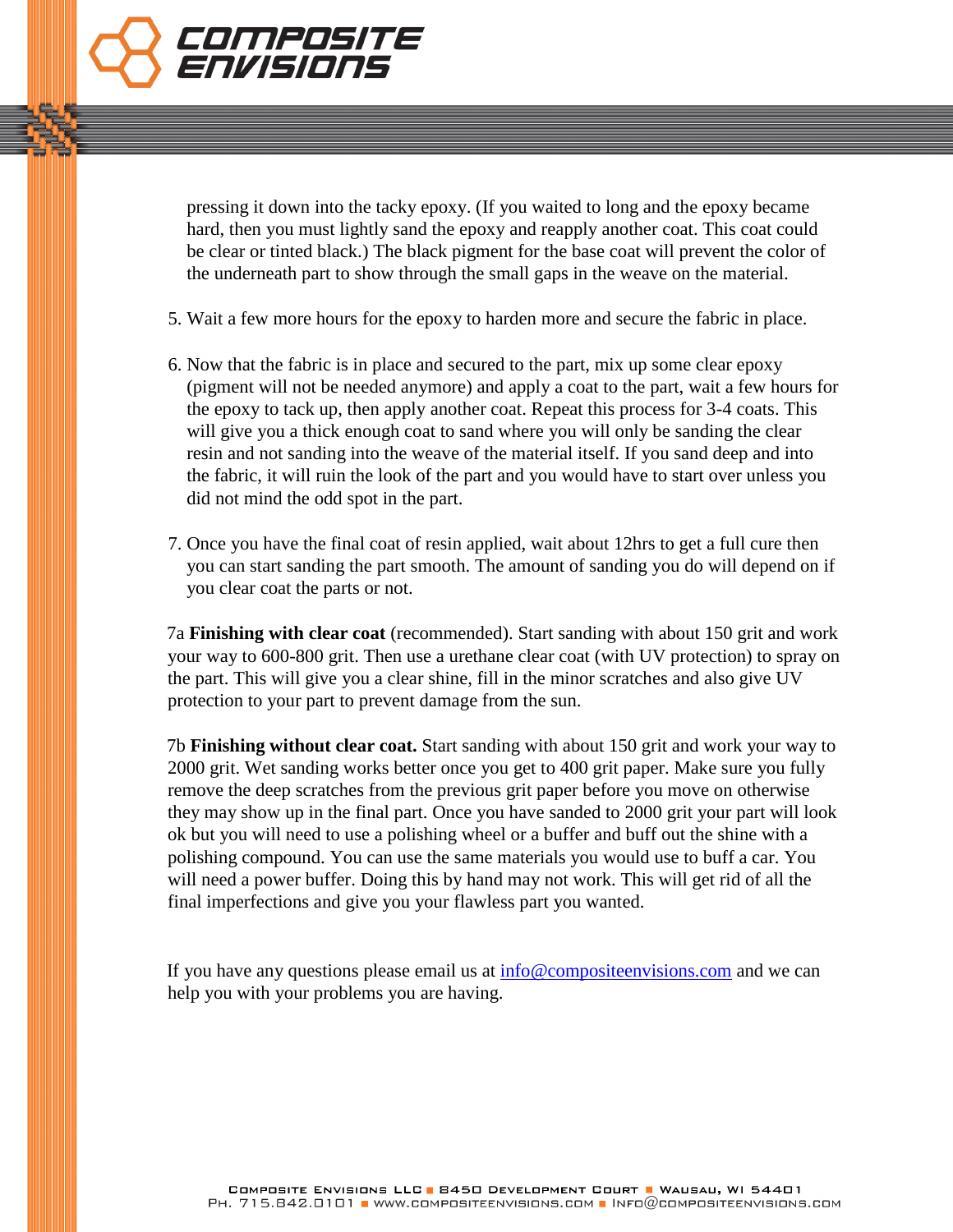pressing it down into the tacky epoxy. (If you waited to long and the epoxy became hard, then you must lightly sand the epoxy and reapply another coat. This coat could be clear or tinted black.) The black pigment for the base coat will prevent the color of the underneath part to show through the small gaps in the weave on the material.

5. Wait a few more hours for the epoxy to harden more and secure the fabric in place.

6. Now that the fabric is in place and secured to the part, mix up some clear epoxy (pigment will not be needed anymore) and apply a coat to the part, wait a few hours for the epoxy to tack up, then apply another coat. Repeat this process for 3-4 coats. This will give you a thick enough coat to sand where you will only be sanding the clear resin and not sanding into the weave of the material itself. If you sand deep and into the fabric, it will ruin the look of the part and you would have to start over unless you did not mind the odd spot in the part.

7. Once you have the final coat of resin applied, wait about 12hrs to get a full cure then you can start sanding the part smooth. The amount of sanding you do will depend on if you clear coat the parts or not.

7a **Finishing with clear coat** (recommended). Start sanding with about 150 grit and work your way to 600-800 grit. Then use a urethane clear coat (with UV protection) to spray on the part. This will give you a clear shine, fill in the minor scratches and also give UV protection to your part to prevent damage from the sun.

7b **Finishing without clear coat.** Start sanding with about 150 grit and work your way to 2000 grit. Wet sanding works better once you get to 400 grit paper. Make sure you fully remove the deep scratches from the previous grit paper before you move on otherwise they may show up in the final part. Once you have sanded to 2000 grit your part will look ok but you will need to use a polishing wheel or a buffer and buff out the shine with a polishing compound. You can use the same materials you would use to buff a car. You will need a power buffer. Doing this by hand may not work. This will get rid of all the final imperfections and give you your flawless part you wanted.

If you have any questions please email us at info@compositeenvisions.com and we can help you with your problems you are having.